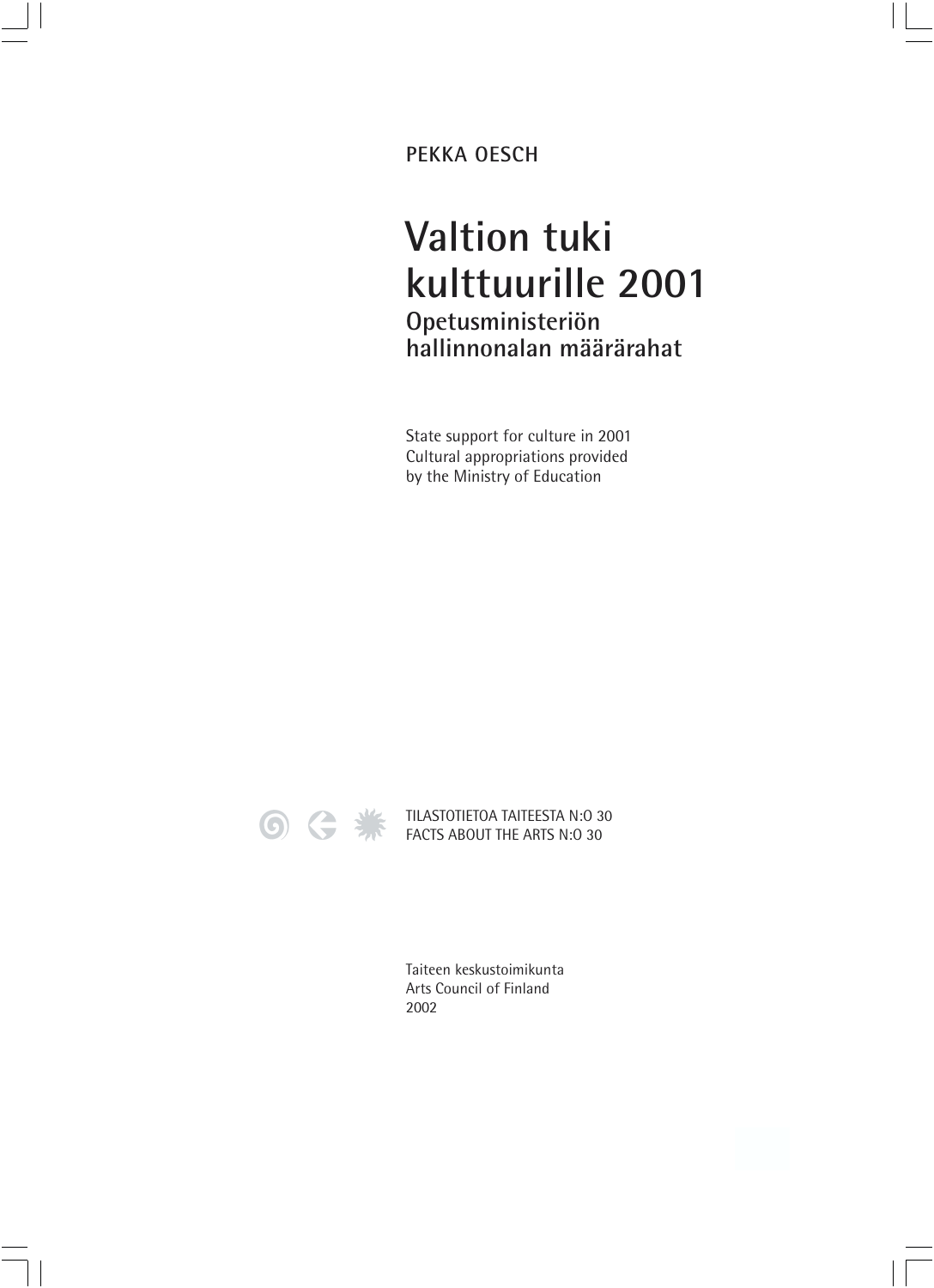PEKKA OESCH

# Valtion tuki kulttuurille 2001

## Opetusministeriön hallinnonalan määrärahat

State support for culture in 2001
Cultural appropriations provided
by the Ministry of Education

TILASTOTIETOA TAITEESTA N:O 30
FACTS ABOUT THE ARTS N:O 30

Taiteen keskustoimikunta
Arts Council of Finland
2002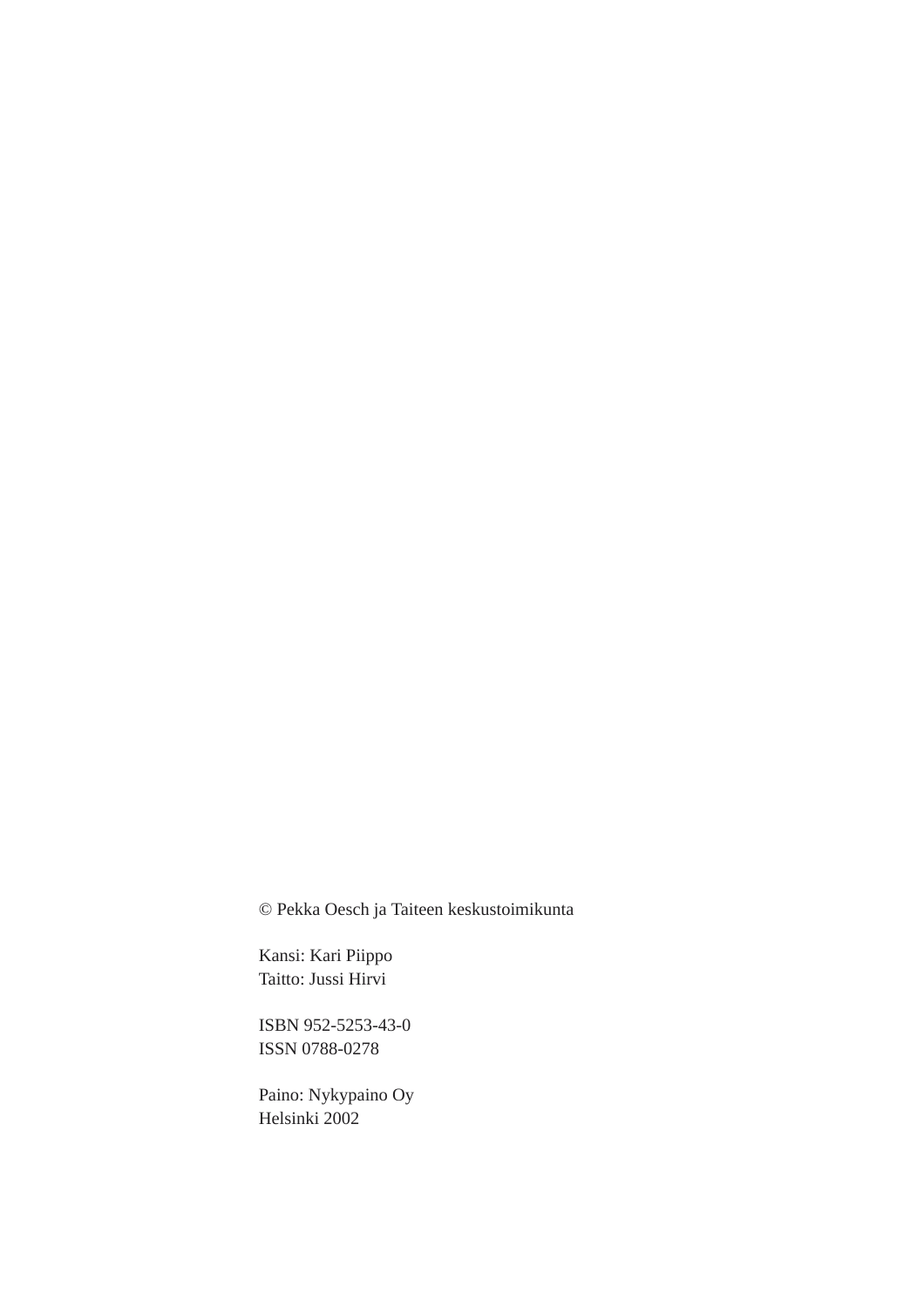© Pekka Oesch ja Taiteen keskustoimikunta

Kansi: Kari Piippo
Taitto: Jussi Hirvi

ISBN 952-5253-43-0
ISSN 0788-0278

Paino: Nykypaino Oy
Helsinki 2002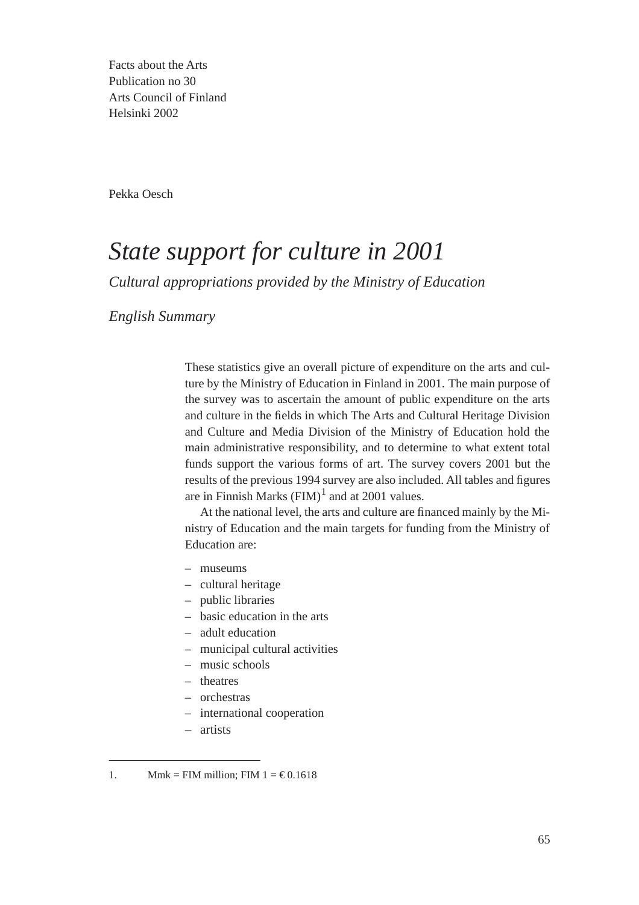Facts about the Arts
Publication no 30
Arts Council of Finland
Helsinki 2002

Pekka Oesch

# State support for culture in 2001

## *Cultural appropriations provided by the Ministry of Education*

## *English Summary*

These statistics give an overall picture of expenditure on the arts and culture by the Ministry of Education in Finland in 2001. The main purpose of the survey was to ascertain the amount of public expenditure on the arts and culture in the fields in which The Arts and Cultural Heritage Division and Culture and Media Division of the Ministry of Education hold the main administrative responsibility, and to determine to what extent total funds support the various forms of art. The survey covers 2001 but the results of the previous 1994 survey are also included. All tables and figures are in Finnish Marks (FIM)[1] and at 2001 values.

At the national level, the arts and culture are financed mainly by the Ministry of Education and the main targets for funding from the Ministry of Education are:

– museums
– cultural heritage
– public libraries
– basic education in the arts
– adult education
– municipal cultural activities
– music schools
– theatres
– orchestras
– international cooperation
– artists

1. Mmk = FIM million; FIM 1 = € 0.1618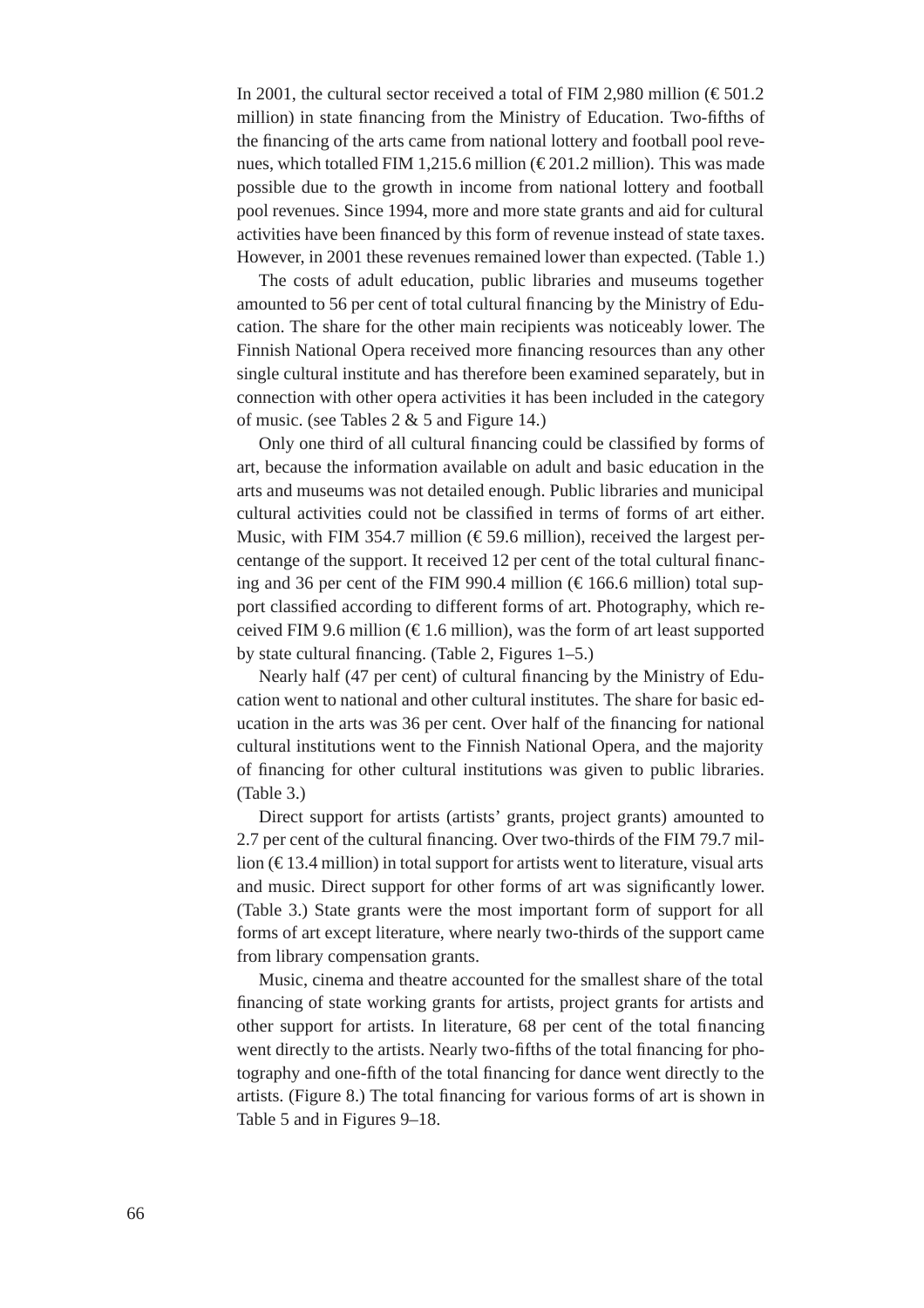In 2001, the cultural sector received a total of FIM 2,980 million (€ 501.2 million) in state financing from the Ministry of Education. Two-fifths of the financing of the arts came from national lottery and football pool revenues, which totalled FIM 1,215.6 million (€ 201.2 million). This was made possible due to the growth in income from national lottery and football pool revenues. Since 1994, more and more state grants and aid for cultural activities have been financed by this form of revenue instead of state taxes. However, in 2001 these revenues remained lower than expected. (Table 1.)

The costs of adult education, public libraries and museums together amounted to 56 per cent of total cultural financing by the Ministry of Education. The share for the other main recipients was noticeably lower. The Finnish National Opera received more financing resources than any other single cultural institute and has therefore been examined separately, but in connection with other opera activities it has been included in the category of music. (see Tables 2 & 5 and Figure 14.)

Only one third of all cultural financing could be classified by forms of art, because the information available on adult and basic education in the arts and museums was not detailed enough. Public libraries and municipal cultural activities could not be classified in terms of forms of art either. Music, with FIM 354.7 million (€ 59.6 million), received the largest percentange of the support. It received 12 per cent of the total cultural financing and 36 per cent of the FIM 990.4 million (€ 166.6 million) total support classified according to different forms of art. Photography, which received FIM 9.6 million (€ 1.6 million), was the form of art least supported by state cultural financing. (Table 2, Figures 1–5.)

Nearly half (47 per cent) of cultural financing by the Ministry of Education went to national and other cultural institutes. The share for basic education in the arts was 36 per cent. Over half of the financing for national cultural institutions went to the Finnish National Opera, and the majority of financing for other cultural institutions was given to public libraries. (Table 3.)

Direct support for artists (artists' grants, project grants) amounted to 2.7 per cent of the cultural financing. Over two-thirds of the FIM 79.7 million (€ 13.4 million) in total support for artists went to literature, visual arts and music. Direct support for other forms of art was significantly lower. (Table 3.) State grants were the most important form of support for all forms of art except literature, where nearly two-thirds of the support came from library compensation grants.

Music, cinema and theatre accounted for the smallest share of the total financing of state working grants for artists, project grants for artists and other support for artists. In literature, 68 per cent of the total financing went directly to the artists. Nearly two-fifths of the total financing for photography and one-fifth of the total financing for dance went directly to the artists. (Figure 8.) The total financing for various forms of art is shown in Table 5 and in Figures 9–18.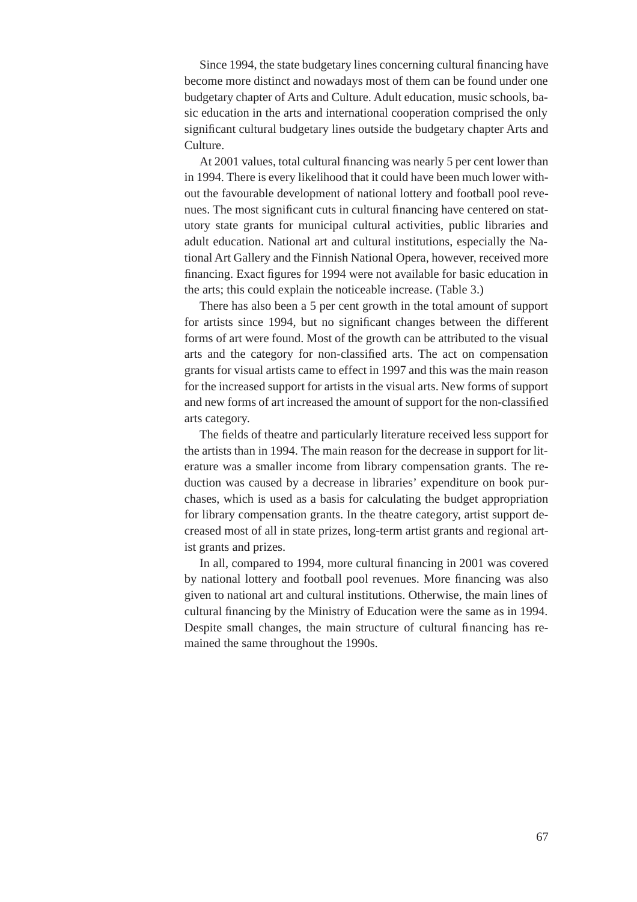Since 1994, the state budgetary lines concerning cultural financing have become more distinct and nowadays most of them can be found under one budgetary chapter of Arts and Culture. Adult education, music schools, basic education in the arts and international cooperation comprised the only significant cultural budgetary lines outside the budgetary chapter Arts and Culture.

At 2001 values, total cultural financing was nearly 5 per cent lower than in 1994. There is every likelihood that it could have been much lower without the favourable development of national lottery and football pool revenues. The most significant cuts in cultural financing have centered on statutory state grants for municipal cultural activities, public libraries and adult education. National art and cultural institutions, especially the National Art Gallery and the Finnish National Opera, however, received more financing. Exact figures for 1994 were not available for basic education in the arts; this could explain the noticeable increase. (Table 3.)

There has also been a 5 per cent growth in the total amount of support for artists since 1994, but no significant changes between the different forms of art were found. Most of the growth can be attributed to the visual arts and the category for non-classified arts. The act on compensation grants for visual artists came to effect in 1997 and this was the main reason for the increased support for artists in the visual arts. New forms of support and new forms of art increased the amount of support for the non-classified arts category.

The fields of theatre and particularly literature received less support for the artists than in 1994. The main reason for the decrease in support for literature was a smaller income from library compensation grants. The reduction was caused by a decrease in libraries' expenditure on book purchases, which is used as a basis for calculating the budget appropriation for library compensation grants. In the theatre category, artist support decreased most of all in state prizes, long-term artist grants and regional artist grants and prizes.

In all, compared to 1994, more cultural financing in 2001 was covered by national lottery and football pool revenues. More financing was also given to national art and cultural institutions. Otherwise, the main lines of cultural financing by the Ministry of Education were the same as in 1994. Despite small changes, the main structure of cultural financing has remained the same throughout the 1990s.